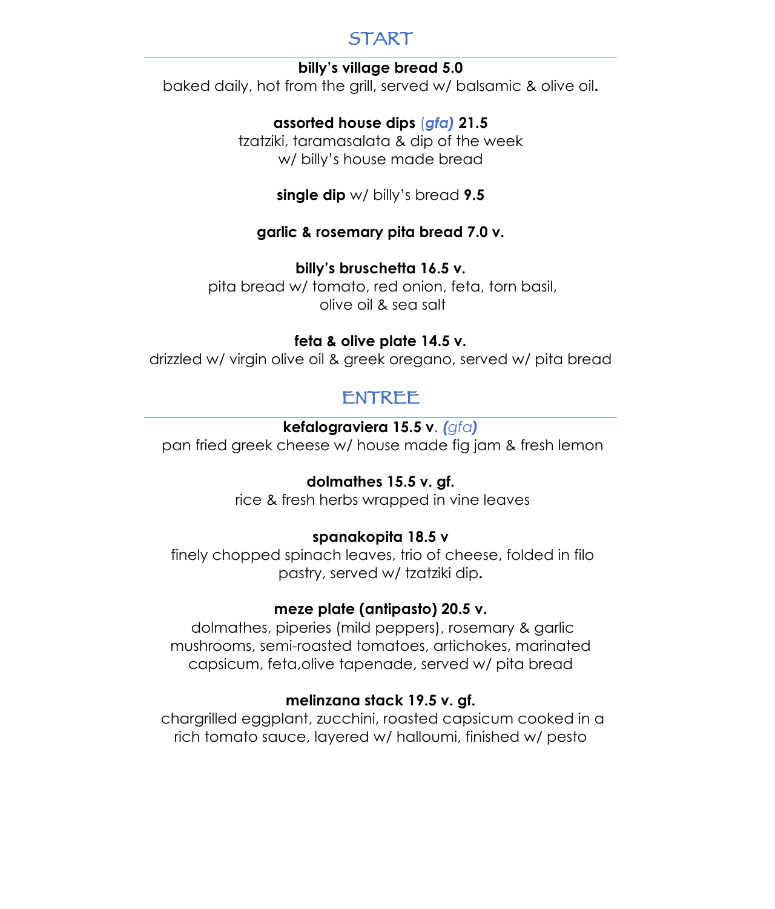## START

**billy's village bread 5.0**
baked daily, hot from the grill, served w/ balsamic & olive oil**.**

**assorted house dips** (***gfa)*** **21.5**
tzatziki, taramasalata & dip of the week
w/ billy's house made bread

**single dip** w/ billy's bread **9.5**

**garlic & rosemary pita bread 7.0 v.**

**billy's bruschetta 16.5 v.**
pita bread w/ tomato, red onion, feta, torn basil,
olive oil & sea salt

**feta & olive plate 14.5 v.**
drizzled w/ virgin olive oil & greek oregano, served w/ pita bread

## ENTREE

**kefalograviera 15.5 v. (***gfa***)**
pan fried greek cheese w/ house made fig jam & fresh lemon

**dolmathes 15.5 v. gf.**
rice & fresh herbs wrapped in vine leaves

**spanakopita 18.5 v**
finely chopped spinach leaves, trio of cheese, folded in filo
pastry, served w/ tzatziki dip**.**

**meze plate (antipasto) 20.5 v.**
dolmathes, piperies (mild peppers), rosemary & garlic
mushrooms, semi-roasted tomatoes, artichokes, marinated
capsicum, feta,olive tapenade, served w/ pita bread

**melinzana stack 19.5 v. gf.**
chargrilled eggplant, zucchini, roasted capsicum cooked in a
rich tomato sauce, layered w/ halloumi, finished w/ pesto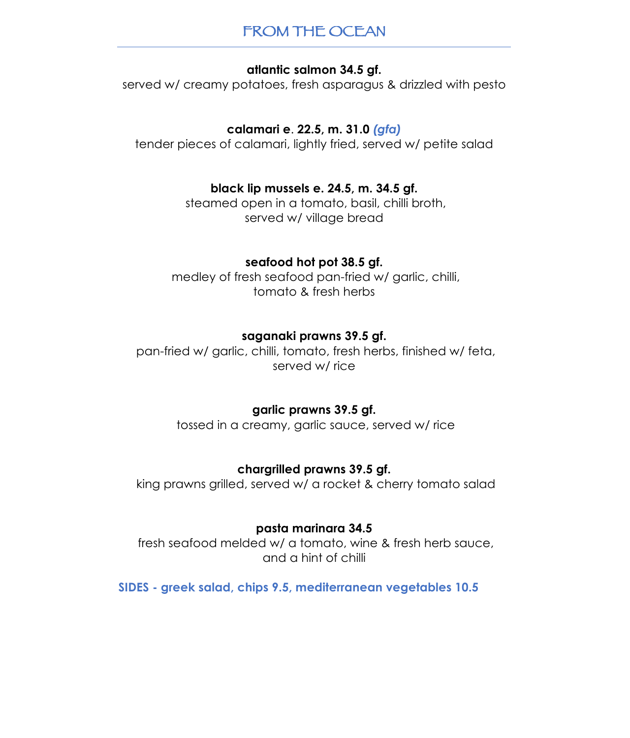## FROM THE OCEAN

**atlantic salmon 34.5 gf.**
served w/ creamy potatoes, fresh asparagus & drizzled with pesto

**calamari e. 22.5, m. 31.0** ***(gfa)***
tender pieces of calamari, lightly fried, served w/ petite salad

**black lip mussels e. 24.5, m. 34.5 gf.**
steamed open in a tomato, basil, chilli broth,
served w/ village bread

**seafood hot pot 38.5 gf.**
medley of fresh seafood pan-fried w/ garlic, chilli,
tomato & fresh herbs

**saganaki prawns 39.5 gf.**
pan-fried w/ garlic, chilli, tomato, fresh herbs, finished w/ feta,
served w/ rice

**garlic prawns 39.5 gf.**
tossed in a creamy, garlic sauce, served w/ rice

**chargrilled prawns 39.5 gf.**
king prawns grilled, served w/ a rocket & cherry tomato salad

**pasta marinara 34.5**
fresh seafood melded w/ a tomato, wine & fresh herb sauce,
and a hint of chilli

**SIDES - greek salad, chips 9.5, mediterranean vegetables 10.5**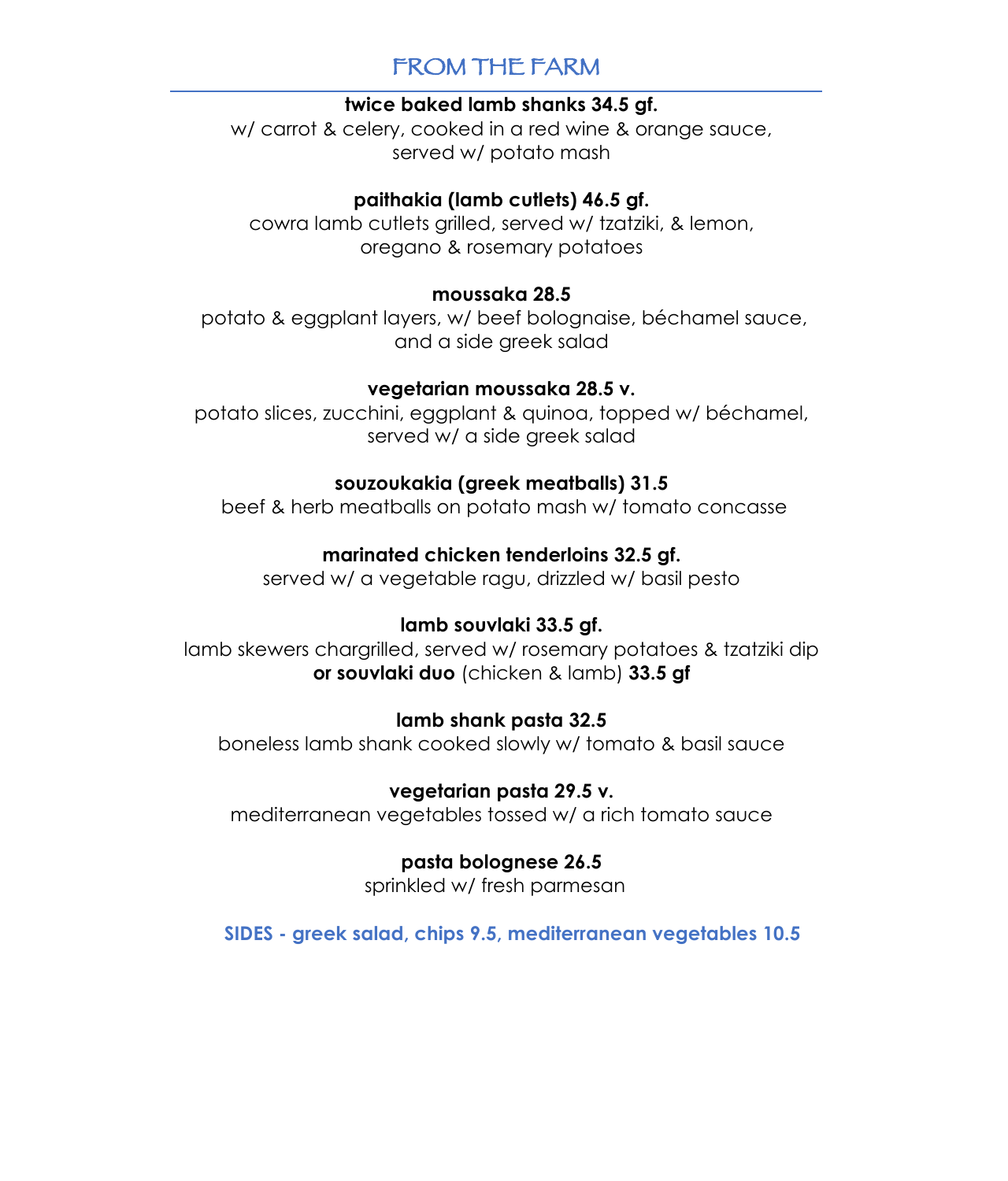## FROM THE FARM

**twice baked lamb shanks 34.5 gf.**
w/ carrot & celery, cooked in a red wine & orange sauce, served w/ potato mash

**paithakia (lamb cutlets) 46.5 gf.**
cowra lamb cutlets grilled, served w/ tzatziki, & lemon, oregano & rosemary potatoes

**moussaka 28.5**
potato & eggplant layers, w/ beef bolognaise, béchamel sauce, and a side greek salad

**vegetarian moussaka 28.5 v.**
potato slices, zucchini, eggplant & quinoa, topped w/ béchamel, served w/ a side greek salad

**souzoukakia (greek meatballs) 31.5**
beef & herb meatballs on potato mash w/ tomato concasse

**marinated chicken tenderloins 32.5 gf.**
served w/ a vegetable ragu, drizzled w/ basil pesto

**lamb souvlaki 33.5 gf.**
lamb skewers chargrilled, served w/ rosemary potatoes & tzatziki dip
**or souvlaki duo** (chicken & lamb) **33.5 gf**

**lamb shank pasta 32.5**
boneless lamb shank cooked slowly w/ tomato & basil sauce

**vegetarian pasta 29.5 v.**
mediterranean vegetables tossed w/ a rich tomato sauce

**pasta bolognese 26.5**
sprinkled w/ fresh parmesan

**SIDES - greek salad, chips 9.5, mediterranean vegetables 10.5**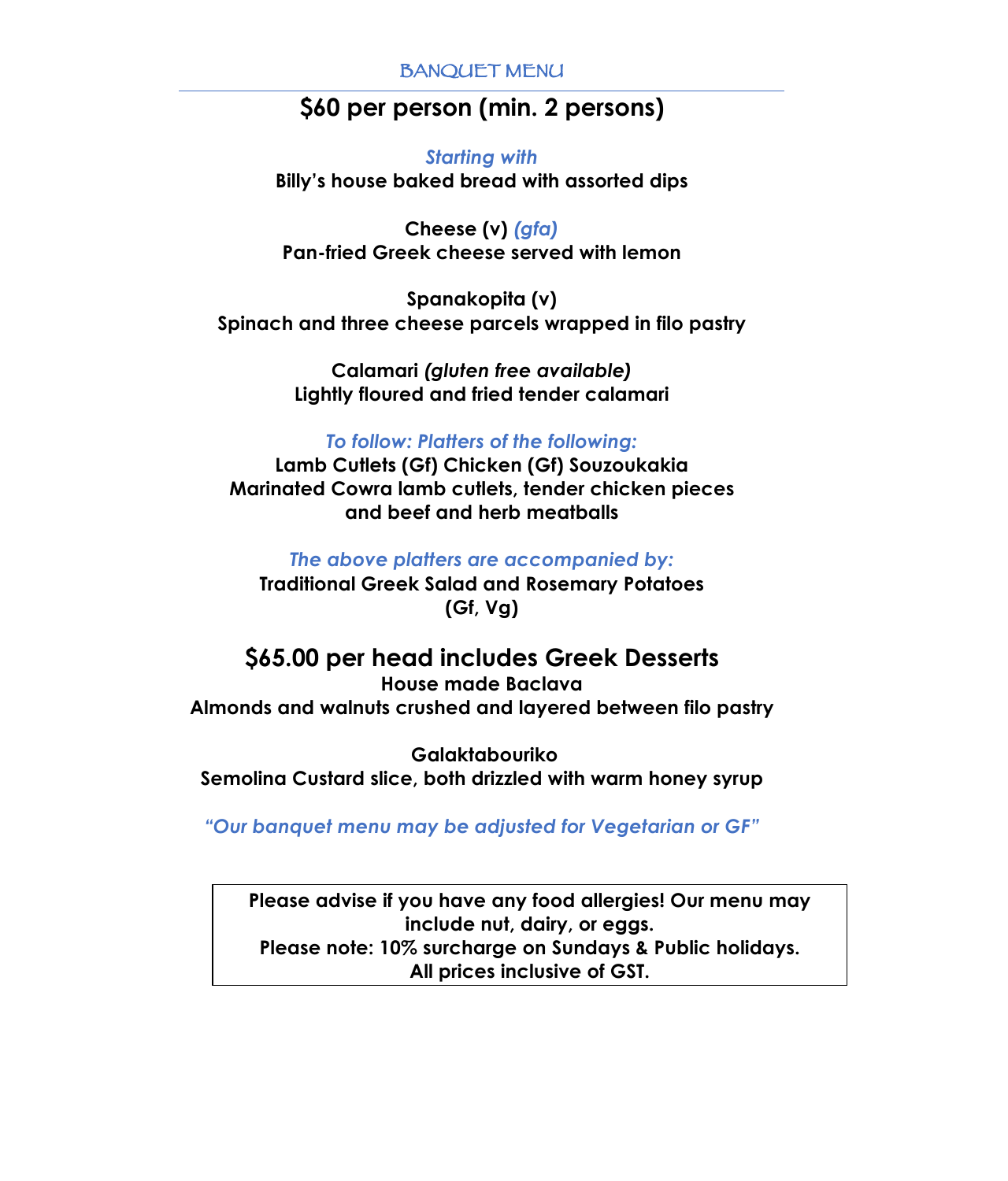BANQUET MENU

## $60 per person (min. 2 persons)

*Starting with*

**Billy's house baked bread with assorted dips**

**Cheese (v)** *(gfa)*
**Pan-fried Greek cheese served with lemon**

**Spanakopita (v)**
**Spinach and three cheese parcels wrapped in filo pastry**

**Calamari *(gluten free available)***
**Lightly floured and fried tender calamari**

*To follow: Platters of the following:*

**Lamb Cutlets (Gf) Chicken (Gf) Souzoukakia**
**Marinated Cowra lamb cutlets, tender chicken pieces and beef and herb meatballs**

*The above platters are accompanied by:*

**Traditional Greek Salad and Rosemary Potatoes (Gf, Vg)**

## $65.00 per head includes Greek Desserts

**House made Baclava**
**Almonds and walnuts crushed and layered between filo pastry**

**Galaktabouriko**
**Semolina Custard slice, both drizzled with warm honey syrup**

*"Our banquet menu may be adjusted for Vegetarian or GF"*

**Please advise if you have any food allergies! Our menu may include nut, dairy, or eggs.**
**Please note: 10% surcharge on Sundays & Public holidays.**
**All prices inclusive of GST.**